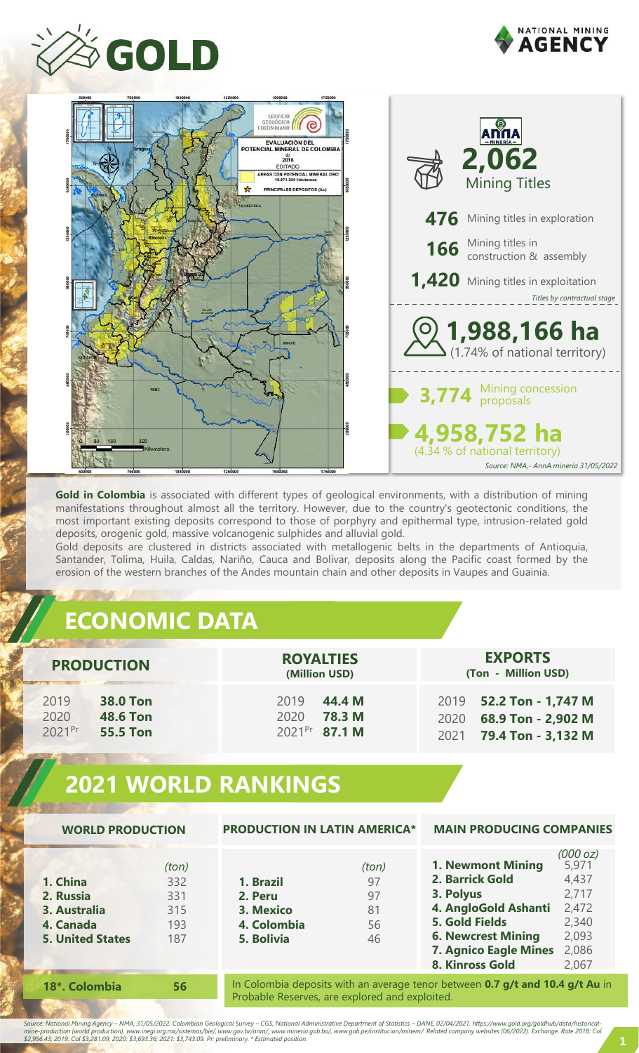# GOLD

NATIONAL MINING AGENCY

EVALUACIÓN DEL POTENCIAL MINERAL DE COLOMBIA
2018
EDITADO
ÁREAS CON POTENCIAL MINERAL ORO
PRINCIPALES DEPÓSITOS (Au)

**2,062** Mining Titles

**476** Mining titles in exploration

**166** Mining titles in construction & assembly

**1,420** Mining titles in exploitation

*Titles by contractual stage*

**1,988,166 ha** (1.74% of national territory)

**3,774** Mining concession proposals

**4,958,752 ha** (4.34 % of national territory)

*Source: NMA,- AnnA mineria 31/05/2022*

**Gold in Colombia** is associated with different types of geological environments, with a distribution of mining manifestations throughout almost all the territory. However, due to the country's geotectonic conditions, the most important existing deposits correspond to those of porphyry and epithermal type, intrusion-related gold deposits, orogenic gold, massive volcanogenic sulphides and alluvial gold.

Gold deposits are clustered in districts associated with metallogenic belts in the departments of Antioquia, Santander, Tolima, Huila, Caldas, Nariño, Cauca and Bolivar, deposits along the Pacific coast formed by the erosion of the western branches of the Andes mountain chain and other deposits in Vaupes and Guainia.

## ECONOMIC DATA

| PRODUCTION | | ROYALTIES (Million USD) | | EXPORTS (Ton - Million USD) | |
|---|---|---|---|---|---|
| 2019 | **38.0 Ton** | 2019 | **44.4 M** | 2019 | **52.2 Ton - 1,747 M** |
| 2020 | **48.6 Ton** | 2020 | **78.3 M** | 2020 | **68.9 Ton - 2,902 M** |
| 2021 Pr | **55.5 Ton** | 2021 Pr | **87.1 M** | 2021 | **79.4 Ton - 3,132 M** |

## 2021 WORLD RANKINGS

### WORLD PRODUCTION

| | (ton) |
|---|---|
| **1. China** | 332 |
| **2. Russia** | 331 |
| **3. Australia** | 315 |
| **4. Canada** | 193 |
| **5. United States** | 187 |
| **18\*. Colombia** | **56** |

### PRODUCTION IN LATIN AMERICA*

| | (ton) |
|---|---|
| **1. Brazil** | 97 |
| **2. Peru** | 97 |
| **3. Mexico** | 81 |
| **4. Colombia** | 56 |
| **5. Bolivia** | 46 |

### MAIN PRODUCING COMPANIES

| | (000 oz) |
|---|---|
| **1. Newmont Mining** | 5,971 |
| **2. Barrick Gold** | 4,437 |
| **3. Polyus** | 2,717 |
| **4. AngloGold Ashanti** | 2,472 |
| **5. Gold Fields** | 2,340 |
| **6. Newcrest Mining** | 2,093 |
| **7. Agnico Eagle Mines** | 2,086 |
| **8. Kinross Gold** | 2,067 |

In Colombia deposits with an average tenor between **0.7 g/t and 10.4 g/t Au** in Probable Reserves, are explored and exploited.

*Source: National Mining Agency – NMA, 31/05/2022. Colombian Geological Survey – CGS, National Administrative Department of Statistics – DANE, 02/04/2021. https://www.gold.org/goldhub/data/historical-mine-production (world production), www.inegi.org.mx/sistemas/bie/, www.gov.br/anm/, www.mineria.gob.bo/, www.gob.pe/institucion/minem/. Related company websites (06/2022). Exchange. Rate 2018: Col $2,956.43; 2019: Col $3,281.09; 2020: $3,693.36; 2021: $3,743.09. Pr: preliminary. \* Estimated position.*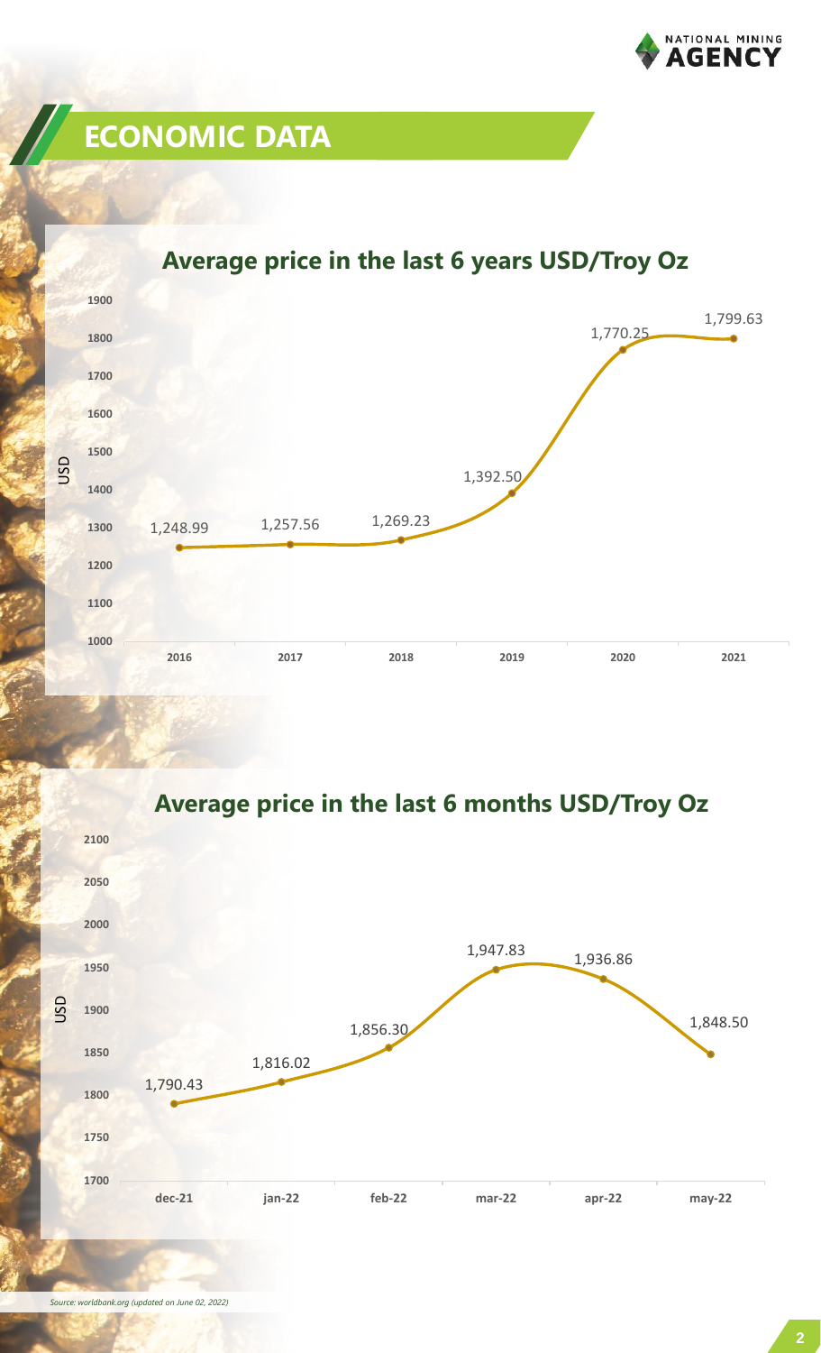# ECONOMIC DATA

## Average price in the last 6 years USD/Troy Oz

| Year | USD |
| --- | --- |
| 2016 | 1,248.99 |
| 2017 | 1,257.56 |
| 2018 | 1,269.23 |
| 2019 | 1,392.50 |
| 2020 | 1,770.25 |
| 2021 | 1,799.63 |

## Average price in the last 6 months USD/Troy Oz

| Month | USD |
| --- | --- |
| dec-21 | 1,790.43 |
| jan-22 | 1,816.02 |
| feb-22 | 1,856.30 |
| mar-22 | 1,947.83 |
| apr-22 | 1,936.86 |
| may-22 | 1,848.50 |

*Source: worldbank.org (updated on June 02, 2022)*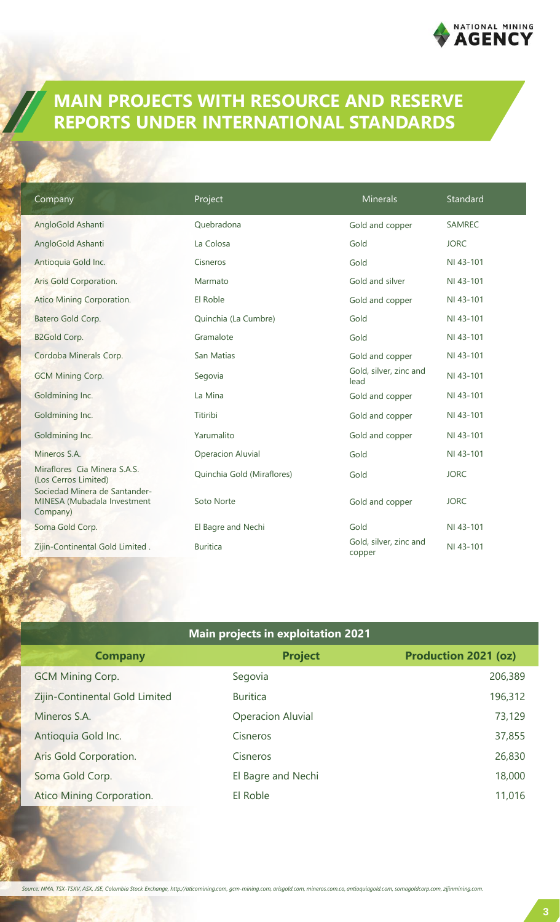# MAIN PROJECTS WITH RESOURCE AND RESERVE REPORTS UNDER INTERNATIONAL STANDARDS

| Company | Project | Minerals | Standard |
|---|---|---|---|
| AngloGold Ashanti | Quebradona | Gold and copper | SAMREC |
| AngloGold Ashanti | La Colosa | Gold | JORC |
| Antioquia Gold Inc. | Cisneros | Gold | NI 43-101 |
| Aris Gold Corporation. | Marmato | Gold and silver | NI 43-101 |
| Atico Mining Corporation. | El Roble | Gold and copper | NI 43-101 |
| Batero Gold Corp. | Quinchia (La Cumbre) | Gold | NI 43-101 |
| B2Gold Corp. | Gramalote | Gold | NI 43-101 |
| Cordoba Minerals Corp. | San Matias | Gold and copper | NI 43-101 |
| GCM Mining Corp. | Segovia | Gold, silver, zinc and lead | NI 43-101 |
| Goldmining Inc. | La Mina | Gold and copper | NI 43-101 |
| Goldmining Inc. | Titiribi | Gold and copper | NI 43-101 |
| Goldmining Inc. | Yarumalito | Gold and copper | NI 43-101 |
| Mineros S.A. | Operacion Aluvial | Gold | NI 43-101 |
| Miraflores Cia Minera S.A.S. (Los Cerros Limited) | Quinchia Gold (Miraflores) | Gold | JORC |
| Sociedad Minera de Santander- MINESA (Mubadala Investment Company) | Soto Norte | Gold and copper | JORC |
| Soma Gold Corp. | El Bagre and Nechi | Gold | NI 43-101 |
| Zijin-Continental Gold Limited . | Buritica | Gold, silver, zinc and copper | NI 43-101 |

| Main projects in exploitation 2021 | | |
|---|---|---|
| **Company** | **Project** | **Production 2021 (oz)** |
| GCM Mining Corp. | Segovia | 206,389 |
| Zijin-Continental Gold Limited | Buritica | 196,312 |
| Mineros S.A. | Operacion Aluvial | 73,129 |
| Antioquia Gold Inc. | Cisneros | 37,855 |
| Aris Gold Corporation. | Cisneros | 26,830 |
| Soma Gold Corp. | El Bagre and Nechi | 18,000 |
| Atico Mining Corporation. | El Roble | 11,016 |

*Source: NMA, TSX-TSXV, ASX, JSE, Colombia Stock Exchange, http://aticomining.com, gcm-mining.com, arisgold.com, mineros.com.co, antioquiagold.com, somagoldcorp.com, zijinmining.com.*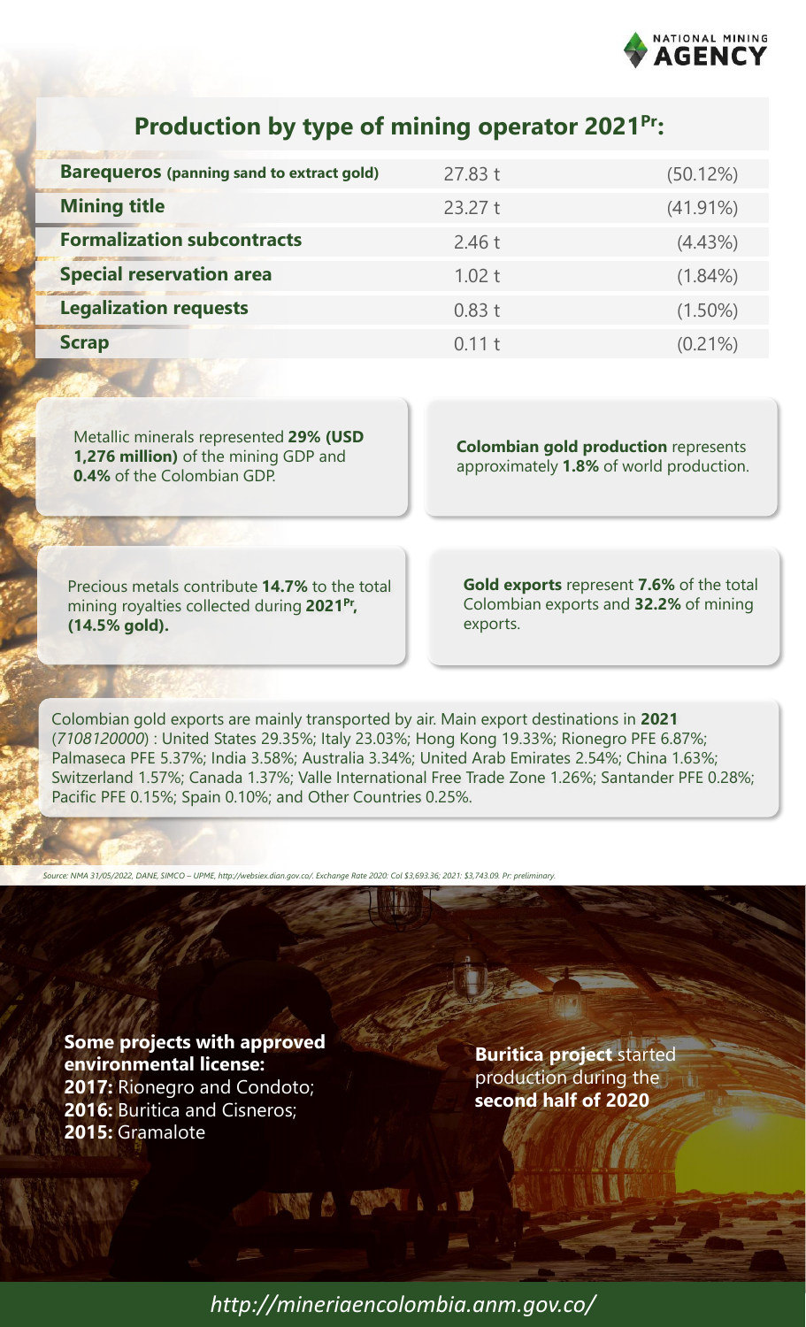NATIONAL MINING AGENCY

## Production by type of mining operator 2021[Pr]:

| | | |
|---|---|---|
| **Barequeros (panning sand to extract gold)** | 27.83 t | (50.12%) |
| **Mining title** | 23.27 t | (41.91%) |
| **Formalization subcontracts** | 2.46 t | (4.43%) |
| **Special reservation area** | 1.02 t | (1.84%) |
| **Legalization requests** | 0.83 t | (1.50%) |
| **Scrap** | 0.11 t | (0.21%) |

Metallic minerals represented **29% (USD 1,276 million)** of the mining GDP and **0.4%** of the Colombian GDP.

**Colombian gold production** represents approximately **1.8%** of world production.

Precious metals contribute **14.7%** to the total mining royalties collected during **2021[Pr], (14.5% gold).**

**Gold exports** represent **7.6%** of the total Colombian exports and **32.2%** of mining exports.

Colombian gold exports are mainly transported by air. Main export destinations in **2021** (*7108120000*) : United States 29.35%; Italy 23.03%; Hong Kong 19.33%; Rionegro PFE 6.87%; Palmaseca PFE 5.37%; India 3.58%; Australia 3.34%; United Arab Emirates 2.54%; China 1.63%; Switzerland 1.57%; Canada 1.37%; Valle International Free Trade Zone 1.26%; Santander PFE 0.28%; Pacific PFE 0.15%; Spain 0.10%; and Other Countries 0.25%.

*Source: NMA 31/05/2022, DANE, SIMCO – UPME, http://websiex.dian.gov.co/. Exchange Rate 2020: Col $3,693.36; 2021: $3,743.09. Pr: preliminary.*

**Some projects with approved environmental license:**
**2017:** Rionegro and Condoto;
**2016:** Buritica and Cisneros;
**2015:** Gramalote

**Buritica project** started production during the **second half of 2020**

*http://mineriaencolombia.anm.gov.co/*